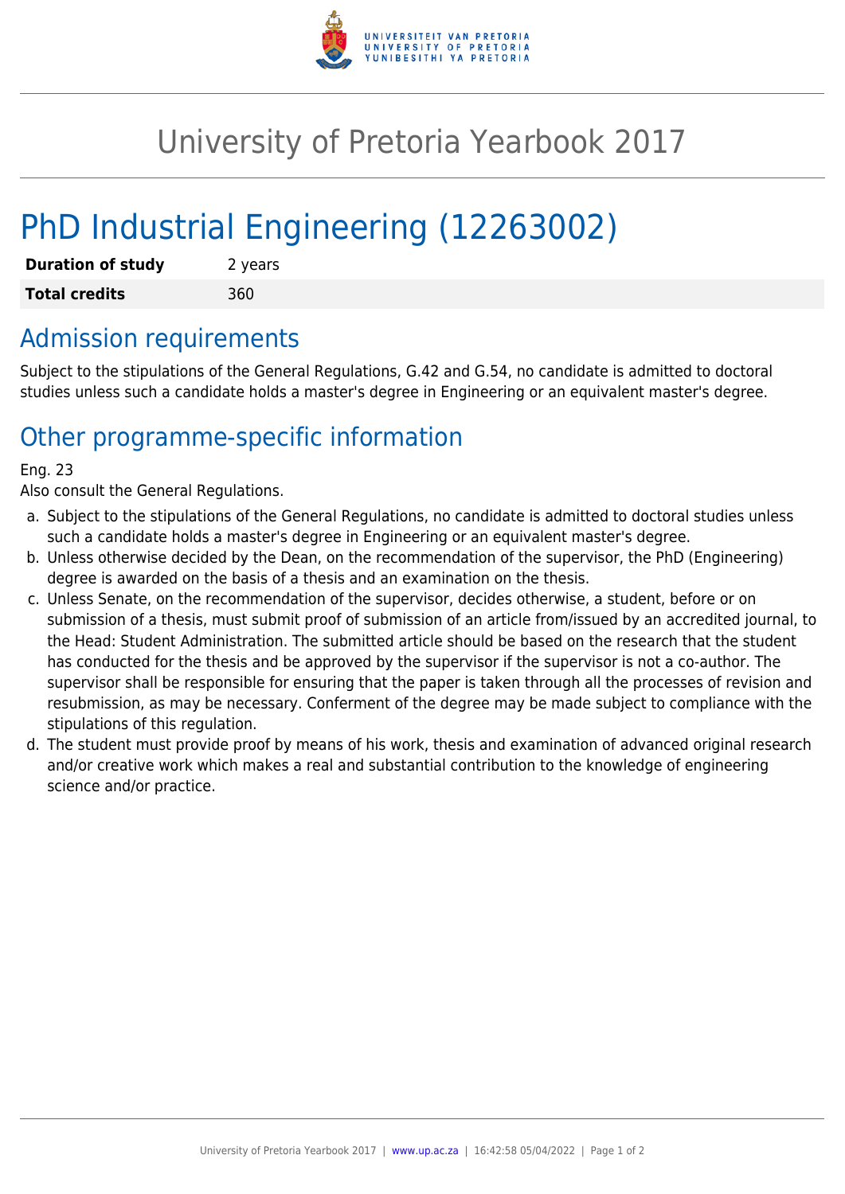# University of Pretoria Yearbook 2017

# PhD Industrial Engineering (12263002)

| **Duration of study** | 2 years |
| --- | --- |
| **Total credits** | 360 |

## Admission requirements

Subject to the stipulations of the General Regulations, G.42 and G.54, no candidate is admitted to doctoral studies unless such a candidate holds a master's degree in Engineering or an equivalent master's degree.

## Other programme-specific information

Eng. 23
Also consult the General Regulations.

a. Subject to the stipulations of the General Regulations, no candidate is admitted to doctoral studies unless such a candidate holds a master's degree in Engineering or an equivalent master's degree.
b. Unless otherwise decided by the Dean, on the recommendation of the supervisor, the PhD (Engineering) degree is awarded on the basis of a thesis and an examination on the thesis.
c. Unless Senate, on the recommendation of the supervisor, decides otherwise, a student, before or on submission of a thesis, must submit proof of submission of an article from/issued by an accredited journal, to the Head: Student Administration. The submitted article should be based on the research that the student has conducted for the thesis and be approved by the supervisor if the supervisor is not a co-author. The supervisor shall be responsible for ensuring that the paper is taken through all the processes of revision and resubmission, as may be necessary. Conferment of the degree may be made subject to compliance with the stipulations of this regulation.
d. The student must provide proof by means of his work, thesis and examination of advanced original research and/or creative work which makes a real and substantial contribution to the knowledge of engineering science and/or practice.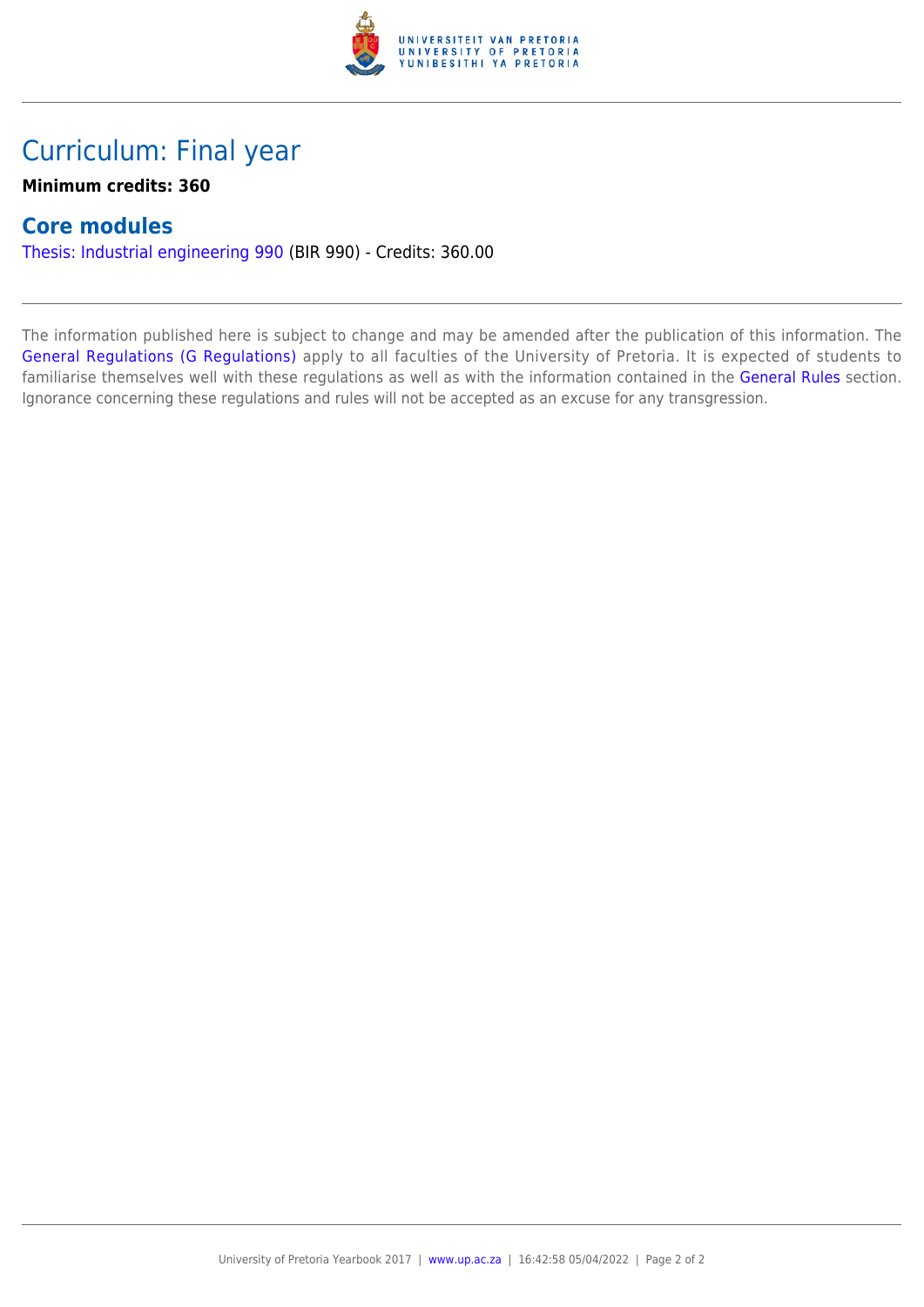# Curriculum: Final year

**Minimum credits: 360**

## Core modules

Thesis: Industrial engineering 990 (BIR 990) - Credits: 360.00

The information published here is subject to change and may be amended after the publication of this information. The General Regulations (G Regulations) apply to all faculties of the University of Pretoria. It is expected of students to familiarise themselves well with these regulations as well as with the information contained in the General Rules section. Ignorance concerning these regulations and rules will not be accepted as an excuse for any transgression.